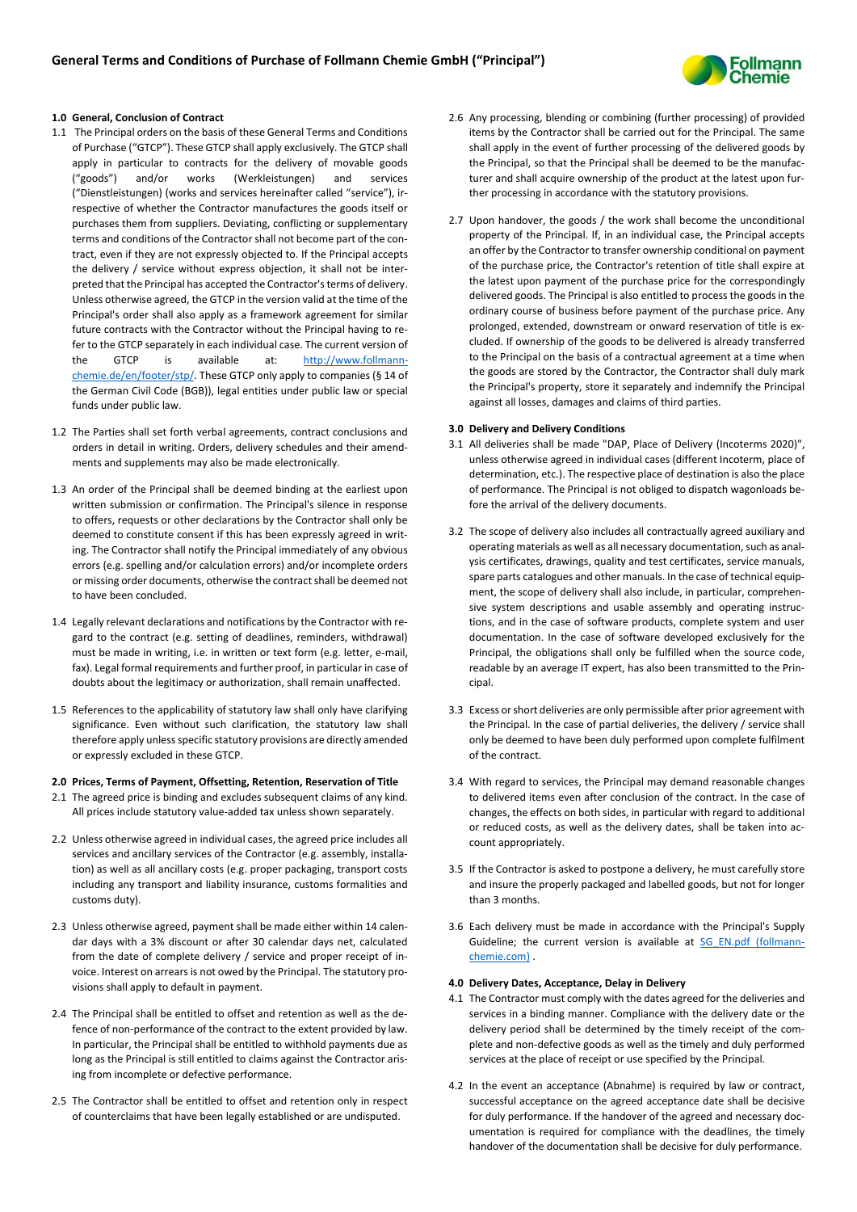# General Terms and Conditions of Purchase of Follmann Chemie GmbH ("Principal")

## 1.0 General, Conclusion of Contract

1.1 The Principal orders on the basis of these General Terms and Conditions of Purchase ("GTCP"). These GTCP shall apply exclusively. The GTCP shall apply in particular to contracts for the delivery of movable goods ("goods") and/or works (Werkleistungen) and services ("Dienstleistungen) (works and services hereinafter called "service"), irrespective of whether the Contractor manufactures the goods itself or purchases them from suppliers. Deviating, conflicting or supplementary terms and conditions of the Contractor shall not become part of the contract, even if they are not expressly objected to. If the Principal accepts the delivery / service without express objection, it shall not be interpreted that the Principal has accepted the Contractor's terms of delivery. Unless otherwise agreed, the GTCP in the version valid at the time of the Principal's order shall also apply as a framework agreement for similar future contracts with the Contractor without the Principal having to refer to the GTCP separately in each individual case. The current version of the GTCP is available at: http://www.follmann-chemie.de/en/footer/stp/. These GTCP only apply to companies (§ 14 of the German Civil Code (BGB)), legal entities under public law or special funds under public law.

1.2 The Parties shall set forth verbal agreements, contract conclusions and orders in detail in writing. Orders, delivery schedules and their amendments and supplements may also be made electronically.

1.3 An order of the Principal shall be deemed binding at the earliest upon written submission or confirmation. The Principal's silence in response to offers, requests or other declarations by the Contractor shall only be deemed to constitute consent if this has been expressly agreed in writing. The Contractor shall notify the Principal immediately of any obvious errors (e.g. spelling and/or calculation errors) and/or incomplete orders or missing order documents, otherwise the contract shall be deemed not to have been concluded.

1.4 Legally relevant declarations and notifications by the Contractor with regard to the contract (e.g. setting of deadlines, reminders, withdrawal) must be made in writing, i.e. in written or text form (e.g. letter, e-mail, fax). Legal formal requirements and further proof, in particular in case of doubts about the legitimacy or authorization, shall remain unaffected.

1.5 References to the applicability of statutory law shall only have clarifying significance. Even without such clarification, the statutory law shall therefore apply unless specific statutory provisions are directly amended or expressly excluded in these GTCP.

## 2.0 Prices, Terms of Payment, Offsetting, Retention, Reservation of Title

2.1 The agreed price is binding and excludes subsequent claims of any kind. All prices include statutory value-added tax unless shown separately.

2.2 Unless otherwise agreed in individual cases, the agreed price includes all services and ancillary services of the Contractor (e.g. assembly, installation) as well as all ancillary costs (e.g. proper packaging, transport costs including any transport and liability insurance, customs formalities and customs duty).

2.3 Unless otherwise agreed, payment shall be made either within 14 calendar days with a 3% discount or after 30 calendar days net, calculated from the date of complete delivery / service and proper receipt of invoice. Interest on arrears is not owed by the Principal. The statutory provisions shall apply to default in payment.

2.4 The Principal shall be entitled to offset and retention as well as the defence of non-performance of the contract to the extent provided by law. In particular, the Principal shall be entitled to withhold payments due as long as the Principal is still entitled to claims against the Contractor arising from incomplete or defective performance.

2.5 The Contractor shall be entitled to offset and retention only in respect of counterclaims that have been legally established or are undisputed.

2.6 Any processing, blending or combining (further processing) of provided items by the Contractor shall be carried out for the Principal. The same shall apply in the event of further processing of the delivered goods by the Principal, so that the Principal shall be deemed to be the manufacturer and shall acquire ownership of the product at the latest upon further processing in accordance with the statutory provisions.

2.7 Upon handover, the goods / the work shall become the unconditional property of the Principal. If, in an individual case, the Principal accepts an offer by the Contractor to transfer ownership conditional on payment of the purchase price, the Contractor's retention of title shall expire at the latest upon payment of the purchase price for the correspondingly delivered goods. The Principal is also entitled to process the goods in the ordinary course of business before payment of the purchase price. Any prolonged, extended, downstream or onward reservation of title is excluded. If ownership of the goods to be delivered is already transferred to the Principal on the basis of a contractual agreement at a time when the goods are stored by the Contractor, the Contractor shall duly mark the Principal's property, store it separately and indemnify the Principal against all losses, damages and claims of third parties.

## 3.0 Delivery and Delivery Conditions

3.1 All deliveries shall be made "DAP, Place of Delivery (Incoterms 2020)", unless otherwise agreed in individual cases (different Incoterm, place of determination, etc.). The respective place of destination is also the place of performance. The Principal is not obliged to dispatch wagonloads before the arrival of the delivery documents.

3.2 The scope of delivery also includes all contractually agreed auxiliary and operating materials as well as all necessary documentation, such as analysis certificates, drawings, quality and test certificates, service manuals, spare parts catalogues and other manuals. In the case of technical equipment, the scope of delivery shall also include, in particular, comprehensive system descriptions and usable assembly and operating instructions, and in the case of software products, complete system and user documentation. In the case of software developed exclusively for the Principal, the obligations shall only be fulfilled when the source code, readable by an average IT expert, has also been transmitted to the Principal.

3.3 Excess or short deliveries are only permissible after prior agreement with the Principal. In the case of partial deliveries, the delivery / service shall only be deemed to have been duly performed upon complete fulfilment of the contract.

3.4 With regard to services, the Principal may demand reasonable changes to delivered items even after conclusion of the contract. In the case of changes, the effects on both sides, in particular with regard to additional or reduced costs, as well as the delivery dates, shall be taken into account appropriately.

3.5 If the Contractor is asked to postpone a delivery, he must carefully store and insure the properly packaged and labelled goods, but not for longer than 3 months.

3.6 Each delivery must be made in accordance with the Principal's Supply Guideline; the current version is available at SG_EN.pdf (follmann-chemie.com) .

## 4.0 Delivery Dates, Acceptance, Delay in Delivery

4.1 The Contractor must comply with the dates agreed for the deliveries and services in a binding manner. Compliance with the delivery date or the delivery period shall be determined by the timely receipt of the complete and non-defective goods as well as the timely and duly performed services at the place of receipt or use specified by the Principal.

4.2 In the event an acceptance (Abnahme) is required by law or contract, successful acceptance on the agreed acceptance date shall be decisive for duly performance. If the handover of the agreed and necessary documentation is required for compliance with the deadlines, the timely handover of the documentation shall be decisive for duly performance.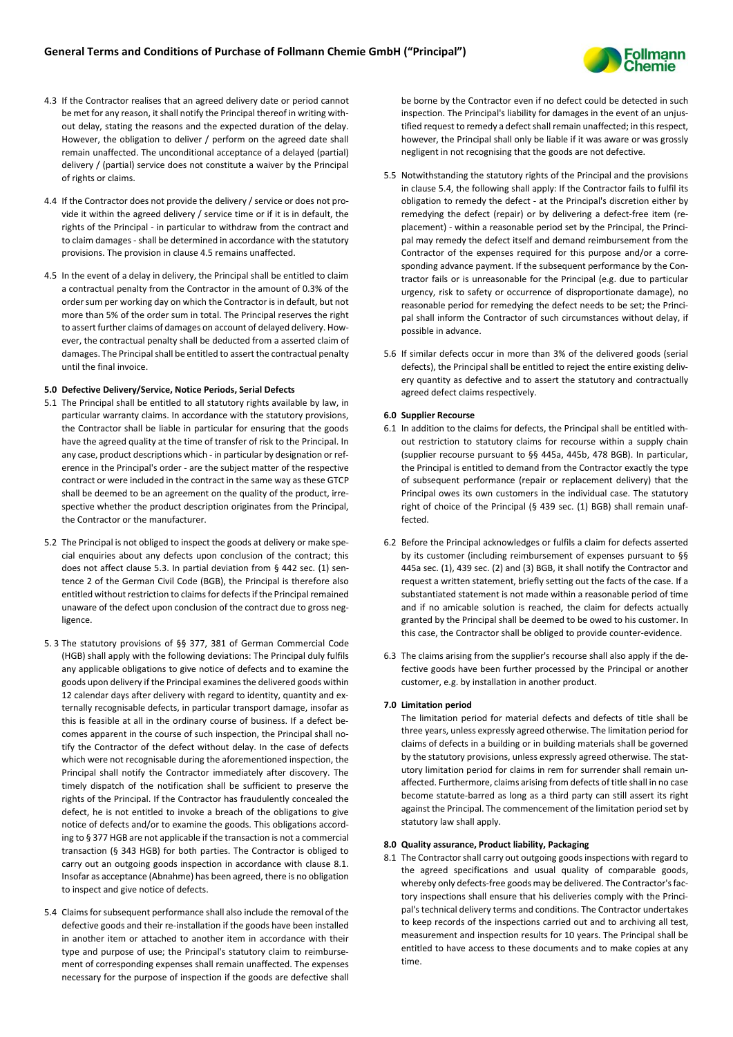4.3 If the Contractor realises that an agreed delivery date or period cannot be met for any reason, it shall notify the Principal thereof in writing without delay, stating the reasons and the expected duration of the delay. However, the obligation to deliver / perform on the agreed date shall remain unaffected. The unconditional acceptance of a delayed (partial) delivery / (partial) service does not constitute a waiver by the Principal of rights or claims.

4.4 If the Contractor does not provide the delivery / service or does not provide it within the agreed delivery / service time or if it is in default, the rights of the Principal - in particular to withdraw from the contract and to claim damages - shall be determined in accordance with the statutory provisions. The provision in clause 4.5 remains unaffected.

4.5 In the event of a delay in delivery, the Principal shall be entitled to claim a contractual penalty from the Contractor in the amount of 0.3% of the order sum per working day on which the Contractor is in default, but not more than 5% of the order sum in total. The Principal reserves the right to assert further claims of damages on account of delayed delivery. However, the contractual penalty shall be deducted from a asserted claim of damages. The Principal shall be entitled to assert the contractual penalty until the final invoice.

**5.0 Defective Delivery/Service, Notice Periods, Serial Defects**

5.1 The Principal shall be entitled to all statutory rights available by law, in particular warranty claims. In accordance with the statutory provisions, the Contractor shall be liable in particular for ensuring that the goods have the agreed quality at the time of transfer of risk to the Principal. In any case, product descriptions which - in particular by designation or reference in the Principal's order - are the subject matter of the respective contract or were included in the contract in the same way as these GTCP shall be deemed to be an agreement on the quality of the product, irrespective whether the product description originates from the Principal, the Contractor or the manufacturer.

5.2 The Principal is not obliged to inspect the goods at delivery or make special enquiries about any defects upon conclusion of the contract; this does not affect clause 5.3. In partial deviation from § 442 sec. (1) sentence 2 of the German Civil Code (BGB), the Principal is therefore also entitled without restriction to claims for defects if the Principal remained unaware of the defect upon conclusion of the contract due to gross negligence.

5. 3 The statutory provisions of §§ 377, 381 of German Commercial Code (HGB) shall apply with the following deviations: The Principal duly fulfils any applicable obligations to give notice of defects and to examine the goods upon delivery if the Principal examines the delivered goods within 12 calendar days after delivery with regard to identity, quantity and externally recognisable defects, in particular transport damage, insofar as this is feasible at all in the ordinary course of business. If a defect becomes apparent in the course of such inspection, the Principal shall notify the Contractor of the defect without delay. In the case of defects which were not recognisable during the aforementioned inspection, the Principal shall notify the Contractor immediately after discovery. The timely dispatch of the notification shall be sufficient to preserve the rights of the Principal. If the Contractor has fraudulently concealed the defect, he is not entitled to invoke a breach of the obligations to give notice of defects and/or to examine the goods. This obligations according to § 377 HGB are not applicable if the transaction is not a commercial transaction (§ 343 HGB) for both parties. The Contractor is obliged to carry out an outgoing goods inspection in accordance with clause 8.1. Insofar as acceptance (Abnahme) has been agreed, there is no obligation to inspect and give notice of defects.

5.4 Claims for subsequent performance shall also include the removal of the defective goods and their re-installation if the goods have been installed in another item or attached to another item in accordance with their type and purpose of use; the Principal's statutory claim to reimbursement of corresponding expenses shall remain unaffected. The expenses necessary for the purpose of inspection if the goods are defective shall be borne by the Contractor even if no defect could be detected in such inspection. The Principal's liability for damages in the event of an unjustified request to remedy a defect shall remain unaffected; in this respect, however, the Principal shall only be liable if it was aware or was grossly negligent in not recognising that the goods are not defective.

5.5 Notwithstanding the statutory rights of the Principal and the provisions in clause 5.4, the following shall apply: If the Contractor fails to fulfil its obligation to remedy the defect - at the Principal's discretion either by remedying the defect (repair) or by delivering a defect-free item (replacement) - within a reasonable period set by the Principal, the Principal may remedy the defect itself and demand reimbursement from the Contractor of the expenses required for this purpose and/or a corresponding advance payment. If the subsequent performance by the Contractor fails or is unreasonable for the Principal (e.g. due to particular urgency, risk to safety or occurrence of disproportionate damage), no reasonable period for remedying the defect needs to be set; the Principal shall inform the Contractor of such circumstances without delay, if possible in advance.

5.6 If similar defects occur in more than 3% of the delivered goods (serial defects), the Principal shall be entitled to reject the entire existing delivery quantity as defective and to assert the statutory and contractually agreed defect claims respectively.

**6.0 Supplier Recourse**

6.1 In addition to the claims for defects, the Principal shall be entitled without restriction to statutory claims for recourse within a supply chain (supplier recourse pursuant to §§ 445a, 445b, 478 BGB). In particular, the Principal is entitled to demand from the Contractor exactly the type of subsequent performance (repair or replacement delivery) that the Principal owes its own customers in the individual case. The statutory right of choice of the Principal (§ 439 sec. (1) BGB) shall remain unaffected.

6.2 Before the Principal acknowledges or fulfils a claim for defects asserted by its customer (including reimbursement of expenses pursuant to §§ 445a sec. (1), 439 sec. (2) and (3) BGB, it shall notify the Contractor and request a written statement, briefly setting out the facts of the case. If a substantiated statement is not made within a reasonable period of time and if no amicable solution is reached, the claim for defects actually granted by the Principal shall be deemed to be owed to his customer. In this case, the Contractor shall be obliged to provide counter-evidence.

6.3 The claims arising from the supplier's recourse shall also apply if the defective goods have been further processed by the Principal or another customer, e.g. by installation in another product.

**7.0 Limitation period**

The limitation period for material defects and defects of title shall be three years, unless expressly agreed otherwise. The limitation period for claims of defects in a building or in building materials shall be governed by the statutory provisions, unless expressly agreed otherwise. The statutory limitation period for claims in rem for surrender shall remain unaffected. Furthermore, claims arising from defects of title shall in no case become statute-barred as long as a third party can still assert its right against the Principal. The commencement of the limitation period set by statutory law shall apply.

**8.0 Quality assurance, Product liability, Packaging**

8.1 The Contractor shall carry out outgoing goods inspections with regard to the agreed specifications and usual quality of comparable goods, whereby only defects-free goods may be delivered. The Contractor's factory inspections shall ensure that his deliveries comply with the Principal's technical delivery terms and conditions. The Contractor undertakes to keep records of the inspections carried out and to archiving all test, measurement and inspection results for 10 years. The Principal shall be entitled to have access to these documents and to make copies at any time.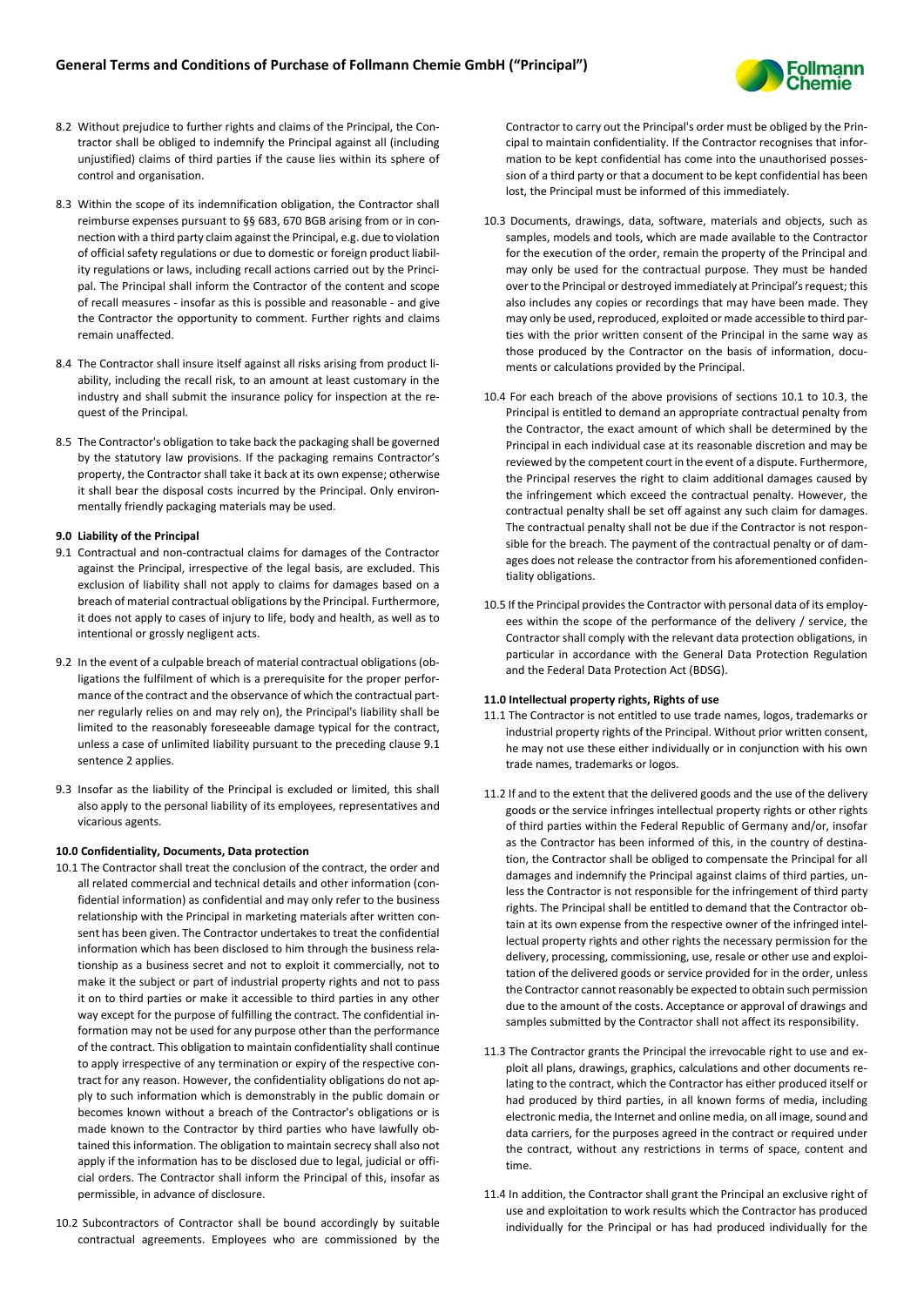8.2 Without prejudice to further rights and claims of the Principal, the Contractor shall be obliged to indemnify the Principal against all (including unjustified) claims of third parties if the cause lies within its sphere of control and organisation.

8.3 Within the scope of its indemnification obligation, the Contractor shall reimburse expenses pursuant to §§ 683, 670 BGB arising from or in connection with a third party claim against the Principal, e.g. due to violation of official safety regulations or due to domestic or foreign product liability regulations or laws, including recall actions carried out by the Principal. The Principal shall inform the Contractor of the content and scope of recall measures - insofar as this is possible and reasonable - and give the Contractor the opportunity to comment. Further rights and claims remain unaffected.

8.4 The Contractor shall insure itself against all risks arising from product liability, including the recall risk, to an amount at least customary in the industry and shall submit the insurance policy for inspection at the request of the Principal.

8.5 The Contractor's obligation to take back the packaging shall be governed by the statutory law provisions. If the packaging remains Contractor's property, the Contractor shall take it back at its own expense; otherwise it shall bear the disposal costs incurred by the Principal. Only environmentally friendly packaging materials may be used.

**9.0 Liability of the Principal**

9.1 Contractual and non-contractual claims for damages of the Contractor against the Principal, irrespective of the legal basis, are excluded. This exclusion of liability shall not apply to claims for damages based on a breach of material contractual obligations by the Principal. Furthermore, it does not apply to cases of injury to life, body and health, as well as to intentional or grossly negligent acts.

9.2 In the event of a culpable breach of material contractual obligations (obligations the fulfilment of which is a prerequisite for the proper performance of the contract and the observance of which the contractual partner regularly relies on and may rely on), the Principal's liability shall be limited to the reasonably foreseeable damage typical for the contract, unless a case of unlimited liability pursuant to the preceding clause 9.1 sentence 2 applies.

9.3 Insofar as the liability of the Principal is excluded or limited, this shall also apply to the personal liability of its employees, representatives and vicarious agents.

**10.0 Confidentiality, Documents, Data protection**

10.1 The Contractor shall treat the conclusion of the contract, the order and all related commercial and technical details and other information (confidential information) as confidential and may only refer to the business relationship with the Principal in marketing materials after written consent has been given. The Contractor undertakes to treat the confidential information which has been disclosed to him through the business relationship as a business secret and not to exploit it commercially, not to make it the subject or part of industrial property rights and not to pass it on to third parties or make it accessible to third parties in any other way except for the purpose of fulfilling the contract. The confidential information may not be used for any purpose other than the performance of the contract. This obligation to maintain confidentiality shall continue to apply irrespective of any termination or expiry of the respective contract for any reason. However, the confidentiality obligations do not apply to such information which is demonstrably in the public domain or becomes known without a breach of the Contractor's obligations or is made known to the Contractor by third parties who have lawfully obtained this information. The obligation to maintain secrecy shall also not apply if the information has to be disclosed due to legal, judicial or official orders. The Contractor shall inform the Principal of this, insofar as permissible, in advance of disclosure.

10.2 Subcontractors of Contractor shall be bound accordingly by suitable contractual agreements. Employees who are commissioned by the Contractor to carry out the Principal's order must be obliged by the Principal to maintain confidentiality. If the Contractor recognises that information to be kept confidential has come into the unauthorised possession of a third party or that a document to be kept confidential has been lost, the Principal must be informed of this immediately.

10.3 Documents, drawings, data, software, materials and objects, such as samples, models and tools, which are made available to the Contractor for the execution of the order, remain the property of the Principal and may only be used for the contractual purpose. They must be handed over to the Principal or destroyed immediately at Principal's request; this also includes any copies or recordings that may have been made. They may only be used, reproduced, exploited or made accessible to third parties with the prior written consent of the Principal in the same way as those produced by the Contractor on the basis of information, documents or calculations provided by the Principal.

10.4 For each breach of the above provisions of sections 10.1 to 10.3, the Principal is entitled to demand an appropriate contractual penalty from the Contractor, the exact amount of which shall be determined by the Principal in each individual case at its reasonable discretion and may be reviewed by the competent court in the event of a dispute. Furthermore, the Principal reserves the right to claim additional damages caused by the infringement which exceed the contractual penalty. However, the contractual penalty shall be set off against any such claim for damages. The contractual penalty shall not be due if the Contractor is not responsible for the breach. The payment of the contractual penalty or of damages does not release the contractor from his aforementioned confidentiality obligations.

10.5 If the Principal provides the Contractor with personal data of its employees within the scope of the performance of the delivery / service, the Contractor shall comply with the relevant data protection obligations, in particular in accordance with the General Data Protection Regulation and the Federal Data Protection Act (BDSG).

**11.0 Intellectual property rights, Rights of use**

11.1 The Contractor is not entitled to use trade names, logos, trademarks or industrial property rights of the Principal. Without prior written consent, he may not use these either individually or in conjunction with his own trade names, trademarks or logos.

11.2 If and to the extent that the delivered goods and the use of the delivery goods or the service infringes intellectual property rights or other rights of third parties within the Federal Republic of Germany and/or, insofar as the Contractor has been informed of this, in the country of destination, the Contractor shall be obliged to compensate the Principal for all damages and indemnify the Principal against claims of third parties, unless the Contractor is not responsible for the infringement of third party rights. The Principal shall be entitled to demand that the Contractor obtain at its own expense from the respective owner of the infringed intellectual property rights and other rights the necessary permission for the delivery, processing, commissioning, use, resale or other use and exploitation of the delivered goods or service provided for in the order, unless the Contractor cannot reasonably be expected to obtain such permission due to the amount of the costs. Acceptance or approval of drawings and samples submitted by the Contractor shall not affect its responsibility.

11.3 The Contractor grants the Principal the irrevocable right to use and exploit all plans, drawings, graphics, calculations and other documents relating to the contract, which the Contractor has either produced itself or had produced by third parties, in all known forms of media, including electronic media, the Internet and online media, on all image, sound and data carriers, for the purposes agreed in the contract or required under the contract, without any restrictions in terms of space, content and time.

11.4 In addition, the Contractor shall grant the Principal an exclusive right of use and exploitation to work results which the Contractor has produced individually for the Principal or has had produced individually for the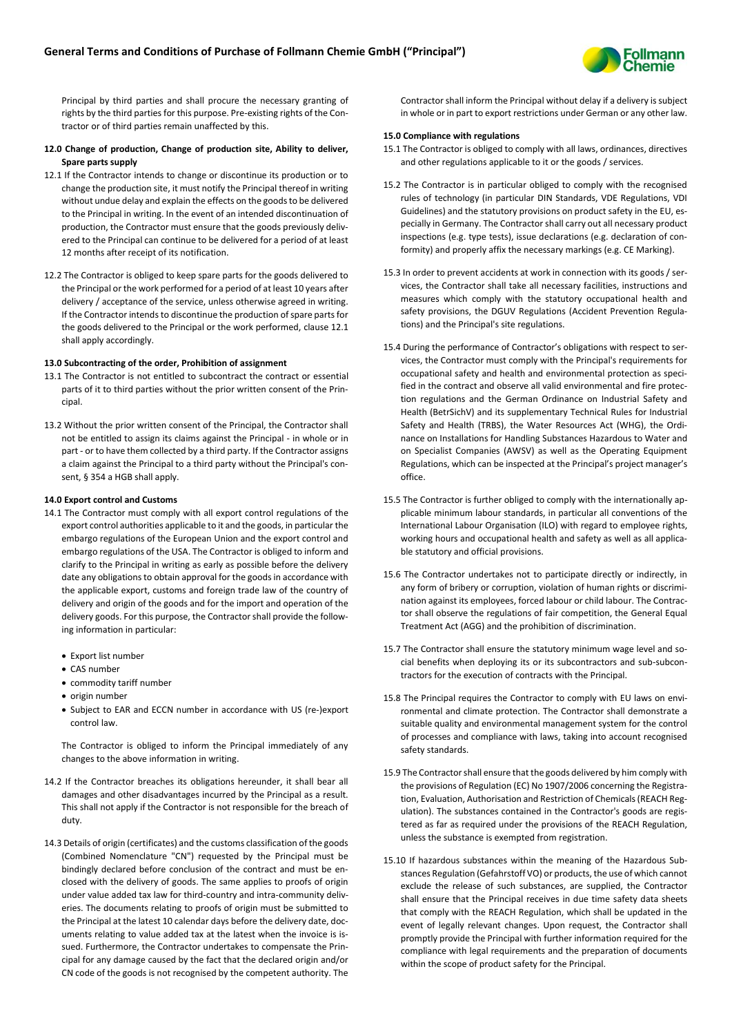Principal by third parties and shall procure the necessary granting of rights by the third parties for this purpose. Pre-existing rights of the Contractor or of third parties remain unaffected by this.

**12.0 Change of production, Change of production site, Ability to deliver, Spare parts supply**

12.1 If the Contractor intends to change or discontinue its production or to change the production site, it must notify the Principal thereof in writing without undue delay and explain the effects on the goods to be delivered to the Principal in writing. In the event of an intended discontinuation of production, the Contractor must ensure that the goods previously delivered to the Principal can continue to be delivered for a period of at least 12 months after receipt of its notification.

12.2 The Contractor is obliged to keep spare parts for the goods delivered to the Principal or the work performed for a period of at least 10 years after delivery / acceptance of the service, unless otherwise agreed in writing. If the Contractor intends to discontinue the production of spare parts for the goods delivered to the Principal or the work performed, clause 12.1 shall apply accordingly.

**13.0 Subcontracting of the order, Prohibition of assignment**

13.1 The Contractor is not entitled to subcontract the contract or essential parts of it to third parties without the prior written consent of the Principal.

13.2 Without the prior written consent of the Principal, the Contractor shall not be entitled to assign its claims against the Principal - in whole or in part - or to have them collected by a third party. If the Contractor assigns a claim against the Principal to a third party without the Principal's consent, § 354 a HGB shall apply.

**14.0 Export control and Customs**

14.1 The Contractor must comply with all export control regulations of the export control authorities applicable to it and the goods, in particular the embargo regulations of the European Union and the export control and embargo regulations of the USA. The Contractor is obliged to inform and clarify to the Principal in writing as early as possible before the delivery date any obligations to obtain approval for the goods in accordance with the applicable export, customs and foreign trade law of the country of delivery and origin of the goods and for the import and operation of the delivery goods. For this purpose, the Contractor shall provide the following information in particular:

- Export list number
- CAS number
- commodity tariff number
- origin number
- Subject to EAR and ECCN number in accordance with US (re-)export control law.

The Contractor is obliged to inform the Principal immediately of any changes to the above information in writing.

14.2 If the Contractor breaches its obligations hereunder, it shall bear all damages and other disadvantages incurred by the Principal as a result. This shall not apply if the Contractor is not responsible for the breach of duty.

14.3 Details of origin (certificates) and the customs classification of the goods (Combined Nomenclature "CN") requested by the Principal must be bindingly declared before conclusion of the contract and must be enclosed with the delivery of goods. The same applies to proofs of origin under value added tax law for third-country and intra-community deliveries. The documents relating to proofs of origin must be submitted to the Principal at the latest 10 calendar days before the delivery date, documents relating to value added tax at the latest when the invoice is issued. Furthermore, the Contractor undertakes to compensate the Principal for any damage caused by the fact that the declared origin and/or CN code of the goods is not recognised by the competent authority. The Contractor shall inform the Principal without delay if a delivery is subject in whole or in part to export restrictions under German or any other law.

**15.0 Compliance with regulations**

15.1 The Contractor is obliged to comply with all laws, ordinances, directives and other regulations applicable to it or the goods / services.

15.2 The Contractor is in particular obliged to comply with the recognised rules of technology (in particular DIN Standards, VDE Regulations, VDI Guidelines) and the statutory provisions on product safety in the EU, especially in Germany. The Contractor shall carry out all necessary product inspections (e.g. type tests), issue declarations (e.g. declaration of conformity) and properly affix the necessary markings (e.g. CE Marking).

15.3 In order to prevent accidents at work in connection with its goods / services, the Contractor shall take all necessary facilities, instructions and measures which comply with the statutory occupational health and safety provisions, the DGUV Regulations (Accident Prevention Regulations) and the Principal's site regulations.

15.4 During the performance of Contractor's obligations with respect to services, the Contractor must comply with the Principal's requirements for occupational safety and health and environmental protection as specified in the contract and observe all valid environmental and fire protection regulations and the German Ordinance on Industrial Safety and Health (BetrSichV) and its supplementary Technical Rules for Industrial Safety and Health (TRBS), the Water Resources Act (WHG), the Ordinance on Installations for Handling Substances Hazardous to Water and on Specialist Companies (AWSV) as well as the Operating Equipment Regulations, which can be inspected at the Principal's project manager's office.

15.5 The Contractor is further obliged to comply with the internationally applicable minimum labour standards, in particular all conventions of the International Labour Organisation (ILO) with regard to employee rights, working hours and occupational health and safety as well as all applicable statutory and official provisions.

15.6 The Contractor undertakes not to participate directly or indirectly, in any form of bribery or corruption, violation of human rights or discrimination against its employees, forced labour or child labour. The Contractor shall observe the regulations of fair competition, the General Equal Treatment Act (AGG) and the prohibition of discrimination.

15.7 The Contractor shall ensure the statutory minimum wage level and social benefits when deploying its or its subcontractors and sub-subcontractors for the execution of contracts with the Principal.

15.8 The Principal requires the Contractor to comply with EU laws on environmental and climate protection. The Contractor shall demonstrate a suitable quality and environmental management system for the control of processes and compliance with laws, taking into account recognised safety standards.

15.9 The Contractor shall ensure that the goods delivered by him comply with the provisions of Regulation (EC) No 1907/2006 concerning the Registration, Evaluation, Authorisation and Restriction of Chemicals (REACH Regulation). The substances contained in the Contractor's goods are registered as far as required under the provisions of the REACH Regulation, unless the substance is exempted from registration.

15.10 If hazardous substances within the meaning of the Hazardous Substances Regulation (GefahrstoffVO) or products, the use of which cannot exclude the release of such substances, are supplied, the Contractor shall ensure that the Principal receives in due time safety data sheets that comply with the REACH Regulation, which shall be updated in the event of legally relevant changes. Upon request, the Contractor shall promptly provide the Principal with further information required for the compliance with legal requirements and the preparation of documents within the scope of product safety for the Principal.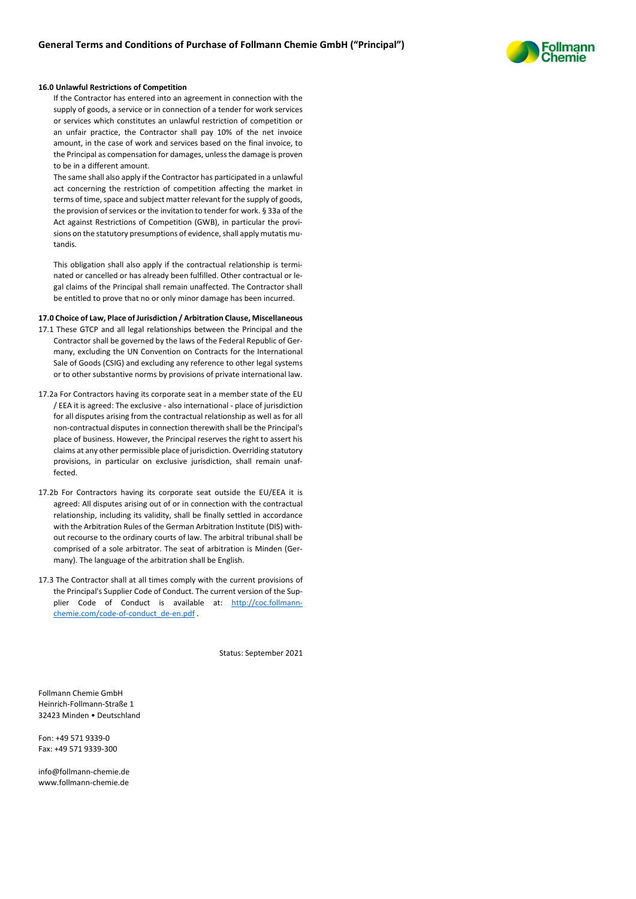### 16.0 Unlawful Restrictions of Competition

If the Contractor has entered into an agreement in connection with the supply of goods, a service or in connection of a tender for work services or services which constitutes an unlawful restriction of competition or an unfair practice, the Contractor shall pay 10% of the net invoice amount, in the case of work and services based on the final invoice, to the Principal as compensation for damages, unless the damage is proven to be in a different amount.

The same shall also apply if the Contractor has participated in a unlawful act concerning the restriction of competition affecting the market in terms of time, space and subject matter relevant for the supply of goods, the provision of services or the invitation to tender for work. § 33a of the Act against Restrictions of Competition (GWB), in particular the provisions on the statutory presumptions of evidence, shall apply mutatis mutandis.

This obligation shall also apply if the contractual relationship is terminated or cancelled or has already been fulfilled. Other contractual or legal claims of the Principal shall remain unaffected. The Contractor shall be entitled to prove that no or only minor damage has been incurred.

### 17.0 Choice of Law, Place of Jurisdiction / Arbitration Clause, Miscellaneous

17.1 These GTCP and all legal relationships between the Principal and the Contractor shall be governed by the laws of the Federal Republic of Germany, excluding the UN Convention on Contracts for the International Sale of Goods (CSIG) and excluding any reference to other legal systems or to other substantive norms by provisions of private international law.

17.2a For Contractors having its corporate seat in a member state of the EU / EEA it is agreed: The exclusive - also international - place of jurisdiction for all disputes arising from the contractual relationship as well as for all non-contractual disputes in connection therewith shall be the Principal's place of business. However, the Principal reserves the right to assert his claims at any other permissible place of jurisdiction. Overriding statutory provisions, in particular on exclusive jurisdiction, shall remain unaffected.

17.2b For Contractors having its corporate seat outside the EU/EEA it is agreed: All disputes arising out of or in connection with the contractual relationship, including its validity, shall be finally settled in accordance with the Arbitration Rules of the German Arbitration Institute (DIS) without recourse to the ordinary courts of law. The arbitral tribunal shall be comprised of a sole arbitrator. The seat of arbitration is Minden (Germany). The language of the arbitration shall be English.

17.3 The Contractor shall at all times comply with the current provisions of the Principal's Supplier Code of Conduct. The current version of the Supplier Code of Conduct is available at: [http://coc.follmann-chemie.com/code-of-conduct_de-en.pdf](http://coc.follmann-chemie.com/code-of-conduct_de-en.pdf) .

Status: September 2021

Follmann Chemie GmbH
Heinrich-Follmann-Straße 1
32423 Minden • Deutschland

Fon: +49 571 9339-0
Fax: +49 571 9339-300

info@follmann-chemie.de
www.follmann-chemie.de